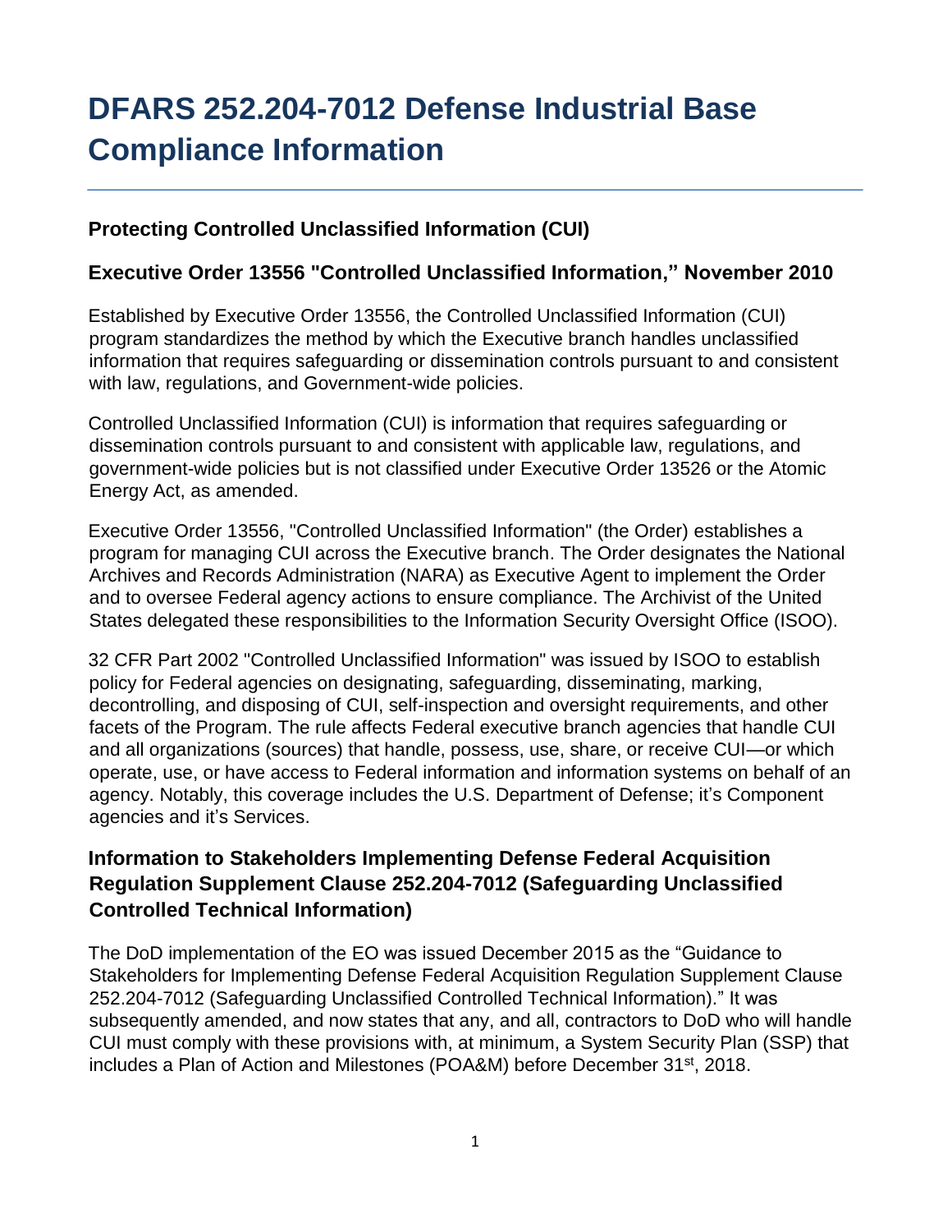# DFARS 252.204-7012 Defense Industrial Base Compliance Information

## Protecting Controlled Unclassified Information (CUI)

### Executive Order 13556 "Controlled Unclassified Information," November 2010

Established by Executive Order 13556, the Controlled Unclassified Information (CUI) program standardizes the method by which the Executive branch handles unclassified information that requires safeguarding or dissemination controls pursuant to and consistent with law, regulations, and Government-wide policies.

Controlled Unclassified Information (CUI) is information that requires safeguarding or dissemination controls pursuant to and consistent with applicable law, regulations, and government-wide policies but is not classified under Executive Order 13526 or the Atomic Energy Act, as amended.

Executive Order 13556, "Controlled Unclassified Information" (the Order) establishes a program for managing CUI across the Executive branch. The Order designates the National Archives and Records Administration (NARA) as Executive Agent to implement the Order and to oversee Federal agency actions to ensure compliance. The Archivist of the United States delegated these responsibilities to the Information Security Oversight Office (ISOO).

32 CFR Part 2002 "Controlled Unclassified Information" was issued by ISOO to establish policy for Federal agencies on designating, safeguarding, disseminating, marking, decontrolling, and disposing of CUI, self-inspection and oversight requirements, and other facets of the Program. The rule affects Federal executive branch agencies that handle CUI and all organizations (sources) that handle, possess, use, share, or receive CUI—or which operate, use, or have access to Federal information and information systems on behalf of an agency. Notably, this coverage includes the U.S. Department of Defense; it's Component agencies and it's Services.

### Information to Stakeholders Implementing Defense Federal Acquisition Regulation Supplement Clause 252.204-7012 (Safeguarding Unclassified Controlled Technical Information)

The DoD implementation of the EO was issued December 2015 as the "Guidance to Stakeholders for Implementing Defense Federal Acquisition Regulation Supplement Clause 252.204-7012 (Safeguarding Unclassified Controlled Technical Information)." It was subsequently amended, and now states that any, and all, contractors to DoD who will handle CUI must comply with these provisions with, at minimum, a System Security Plan (SSP) that includes a Plan of Action and Milestones (POA&M) before December 31st, 2018.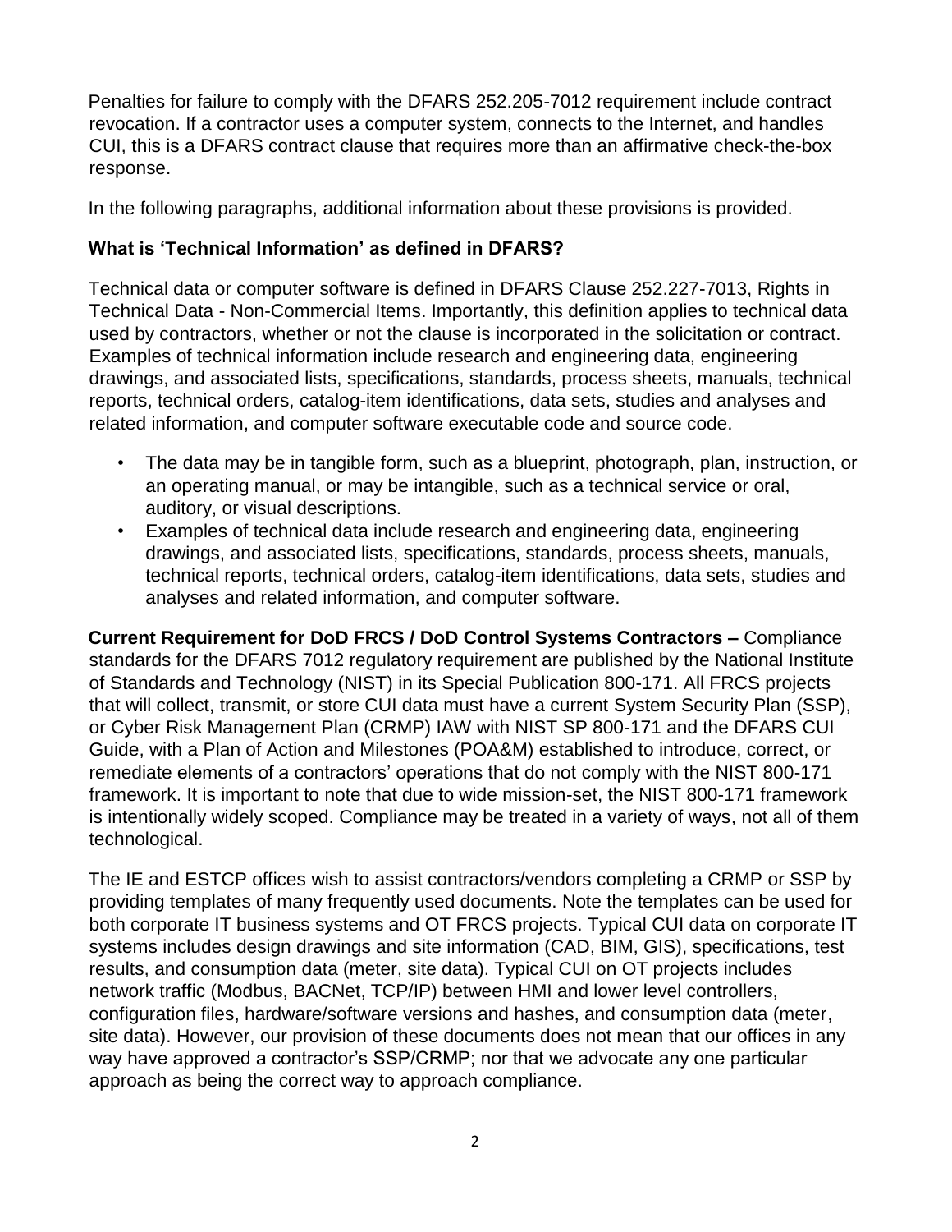Penalties for failure to comply with the DFARS 252.205-7012 requirement include contract revocation. If a contractor uses a computer system, connects to the Internet, and handles CUI, this is a DFARS contract clause that requires more than an affirmative check-the-box response.

In the following paragraphs, additional information about these provisions is provided.

### What is 'Technical Information' as defined in DFARS?

Technical data or computer software is defined in DFARS Clause 252.227-7013, Rights in Technical Data - Non-Commercial Items. Importantly, this definition applies to technical data used by contractors, whether or not the clause is incorporated in the solicitation or contract. Examples of technical information include research and engineering data, engineering drawings, and associated lists, specifications, standards, process sheets, manuals, technical reports, technical orders, catalog-item identifications, data sets, studies and analyses and related information, and computer software executable code and source code.

- The data may be in tangible form, such as a blueprint, photograph, plan, instruction, or an operating manual, or may be intangible, such as a technical service or oral, auditory, or visual descriptions.
- Examples of technical data include research and engineering data, engineering drawings, and associated lists, specifications, standards, process sheets, manuals, technical reports, technical orders, catalog-item identifications, data sets, studies and analyses and related information, and computer software.

**Current Requirement for DoD FRCS / DoD Control Systems Contractors –** Compliance standards for the DFARS 7012 regulatory requirement are published by the National Institute of Standards and Technology (NIST) in its Special Publication 800-171. All FRCS projects that will collect, transmit, or store CUI data must have a current System Security Plan (SSP), or Cyber Risk Management Plan (CRMP) IAW with NIST SP 800-171 and the DFARS CUI Guide, with a Plan of Action and Milestones (POA&M) established to introduce, correct, or remediate elements of a contractors' operations that do not comply with the NIST 800-171 framework. It is important to note that due to wide mission-set, the NIST 800-171 framework is intentionally widely scoped. Compliance may be treated in a variety of ways, not all of them technological.

The IE and ESTCP offices wish to assist contractors/vendors completing a CRMP or SSP by providing templates of many frequently used documents. Note the templates can be used for both corporate IT business systems and OT FRCS projects. Typical CUI data on corporate IT systems includes design drawings and site information (CAD, BIM, GIS), specifications, test results, and consumption data (meter, site data). Typical CUI on OT projects includes network traffic (Modbus, BACNet, TCP/IP) between HMI and lower level controllers, configuration files, hardware/software versions and hashes, and consumption data (meter, site data). However, our provision of these documents does not mean that our offices in any way have approved a contractor's SSP/CRMP; nor that we advocate any one particular approach as being the correct way to approach compliance.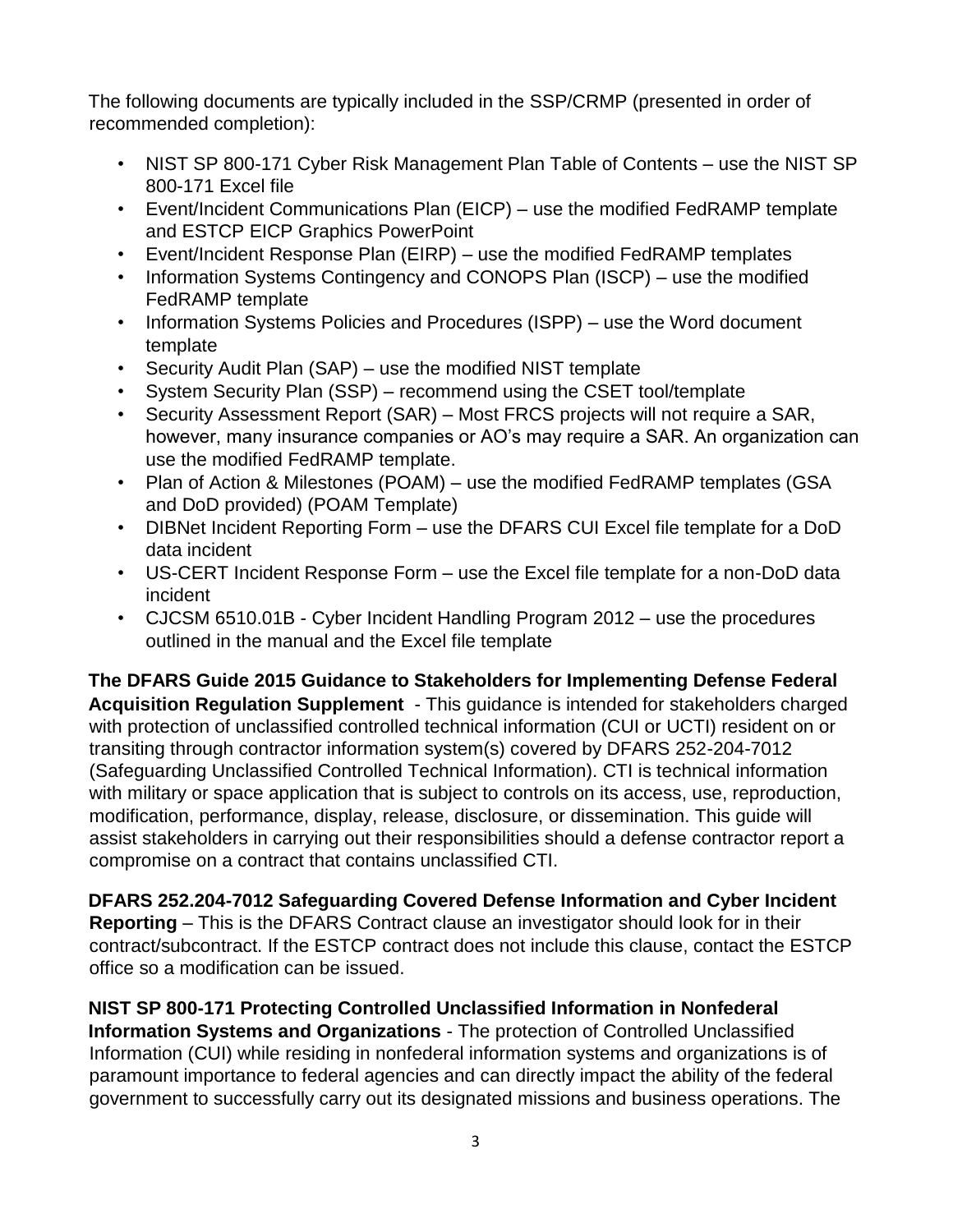The following documents are typically included in the SSP/CRMP (presented in order of recommended completion):

- NIST SP 800-171 Cyber Risk Management Plan Table of Contents – use the NIST SP 800-171 Excel file
- Event/Incident Communications Plan (EICP) – use the modified FedRAMP template and ESTCP EICP Graphics PowerPoint
- Event/Incident Response Plan (EIRP) – use the modified FedRAMP templates
- Information Systems Contingency and CONOPS Plan (ISCP) – use the modified FedRAMP template
- Information Systems Policies and Procedures (ISPP) – use the Word document template
- Security Audit Plan (SAP) – use the modified NIST template
- System Security Plan (SSP) – recommend using the CSET tool/template
- Security Assessment Report (SAR) – Most FRCS projects will not require a SAR, however, many insurance companies or AO's may require a SAR. An organization can use the modified FedRAMP template.
- Plan of Action & Milestones (POAM) – use the modified FedRAMP templates (GSA and DoD provided) (POAM Template)
- DIBNet Incident Reporting Form – use the DFARS CUI Excel file template for a DoD data incident
- US-CERT Incident Response Form – use the Excel file template for a non-DoD data incident
- CJCSM 6510.01B - Cyber Incident Handling Program 2012 – use the procedures outlined in the manual and the Excel file template

**The DFARS Guide 2015 Guidance to Stakeholders for Implementing Defense Federal Acquisition Regulation Supplement** - This guidance is intended for stakeholders charged with protection of unclassified controlled technical information (CUI or UCTI) resident on or transiting through contractor information system(s) covered by DFARS 252-204-7012 (Safeguarding Unclassified Controlled Technical Information). CTI is technical information with military or space application that is subject to controls on its access, use, reproduction, modification, performance, display, release, disclosure, or dissemination. This guide will assist stakeholders in carrying out their responsibilities should a defense contractor report a compromise on a contract that contains unclassified CTI.

**DFARS 252.204-7012 Safeguarding Covered Defense Information and Cyber Incident Reporting** – This is the DFARS Contract clause an investigator should look for in their contract/subcontract. If the ESTCP contract does not include this clause, contact the ESTCP office so a modification can be issued.

**NIST SP 800-171 Protecting Controlled Unclassified Information in Nonfederal Information Systems and Organizations** - The protection of Controlled Unclassified Information (CUI) while residing in nonfederal information systems and organizations is of paramount importance to federal agencies and can directly impact the ability of the federal government to successfully carry out its designated missions and business operations. The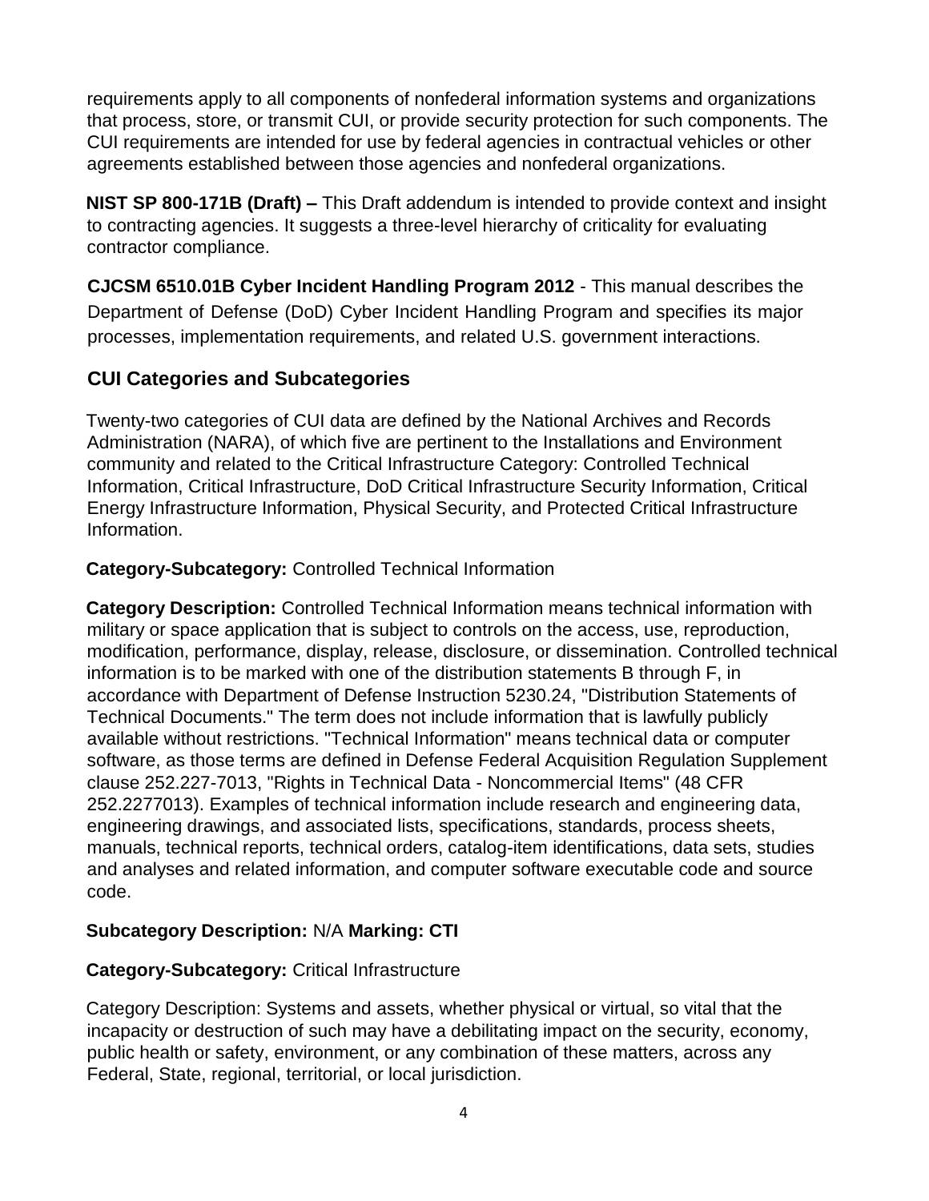requirements apply to all components of nonfederal information systems and organizations that process, store, or transmit CUI, or provide security protection for such components. The CUI requirements are intended for use by federal agencies in contractual vehicles or other agreements established between those agencies and nonfederal organizations.

**NIST SP 800-171B (Draft) –** This Draft addendum is intended to provide context and insight to contracting agencies. It suggests a three-level hierarchy of criticality for evaluating contractor compliance.

**CJCSM 6510.01B Cyber Incident Handling Program 2012** - This manual describes the Department of Defense (DoD) Cyber Incident Handling Program and specifies its major processes, implementation requirements, and related U.S. government interactions.

## CUI Categories and Subcategories

Twenty-two categories of CUI data are defined by the National Archives and Records Administration (NARA), of which five are pertinent to the Installations and Environment community and related to the Critical Infrastructure Category: Controlled Technical Information, Critical Infrastructure, DoD Critical Infrastructure Security Information, Critical Energy Infrastructure Information, Physical Security, and Protected Critical Infrastructure Information.

**Category-Subcategory:** Controlled Technical Information

**Category Description:** Controlled Technical Information means technical information with military or space application that is subject to controls on the access, use, reproduction, modification, performance, display, release, disclosure, or dissemination. Controlled technical information is to be marked with one of the distribution statements B through F, in accordance with Department of Defense Instruction 5230.24, "Distribution Statements of Technical Documents." The term does not include information that is lawfully publicly available without restrictions. "Technical Information" means technical data or computer software, as those terms are defined in Defense Federal Acquisition Regulation Supplement clause 252.227-7013, "Rights in Technical Data - Noncommercial Items" (48 CFR 252.2277013). Examples of technical information include research and engineering data, engineering drawings, and associated lists, specifications, standards, process sheets, manuals, technical reports, technical orders, catalog-item identifications, data sets, studies and analyses and related information, and computer software executable code and source code.

**Subcategory Description:** N/A **Marking: CTI**

**Category-Subcategory:** Critical Infrastructure

Category Description: Systems and assets, whether physical or virtual, so vital that the incapacity or destruction of such may have a debilitating impact on the security, economy, public health or safety, environment, or any combination of these matters, across any Federal, State, regional, territorial, or local jurisdiction.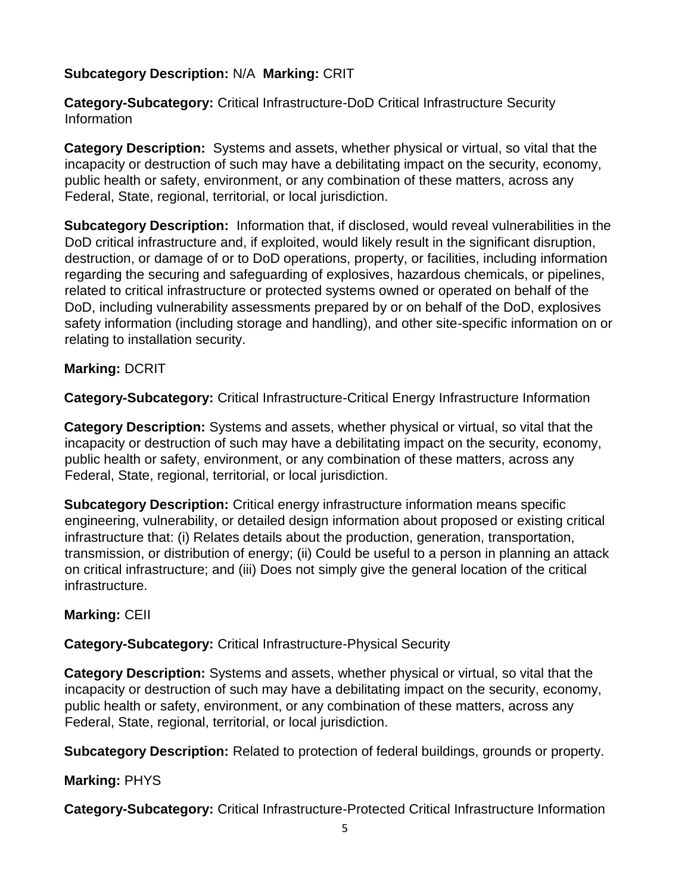**Subcategory Description:** N/A **Marking:** CRIT

**Category-Subcategory:** Critical Infrastructure-DoD Critical Infrastructure Security Information

**Category Description:** Systems and assets, whether physical or virtual, so vital that the incapacity or destruction of such may have a debilitating impact on the security, economy, public health or safety, environment, or any combination of these matters, across any Federal, State, regional, territorial, or local jurisdiction.

**Subcategory Description:** Information that, if disclosed, would reveal vulnerabilities in the DoD critical infrastructure and, if exploited, would likely result in the significant disruption, destruction, or damage of or to DoD operations, property, or facilities, including information regarding the securing and safeguarding of explosives, hazardous chemicals, or pipelines, related to critical infrastructure or protected systems owned or operated on behalf of the DoD, including vulnerability assessments prepared by or on behalf of the DoD, explosives safety information (including storage and handling), and other site-specific information on or relating to installation security.

**Marking:** DCRIT

**Category-Subcategory:** Critical Infrastructure-Critical Energy Infrastructure Information

**Category Description:** Systems and assets, whether physical or virtual, so vital that the incapacity or destruction of such may have a debilitating impact on the security, economy, public health or safety, environment, or any combination of these matters, across any Federal, State, regional, territorial, or local jurisdiction.

**Subcategory Description:** Critical energy infrastructure information means specific engineering, vulnerability, or detailed design information about proposed or existing critical infrastructure that: (i) Relates details about the production, generation, transportation, transmission, or distribution of energy; (ii) Could be useful to a person in planning an attack on critical infrastructure; and (iii) Does not simply give the general location of the critical infrastructure.

**Marking:** CEII

**Category-Subcategory:** Critical Infrastructure-Physical Security

**Category Description:** Systems and assets, whether physical or virtual, so vital that the incapacity or destruction of such may have a debilitating impact on the security, economy, public health or safety, environment, or any combination of these matters, across any Federal, State, regional, territorial, or local jurisdiction.

**Subcategory Description:** Related to protection of federal buildings, grounds or property.

**Marking:** PHYS

**Category-Subcategory:** Critical Infrastructure-Protected Critical Infrastructure Information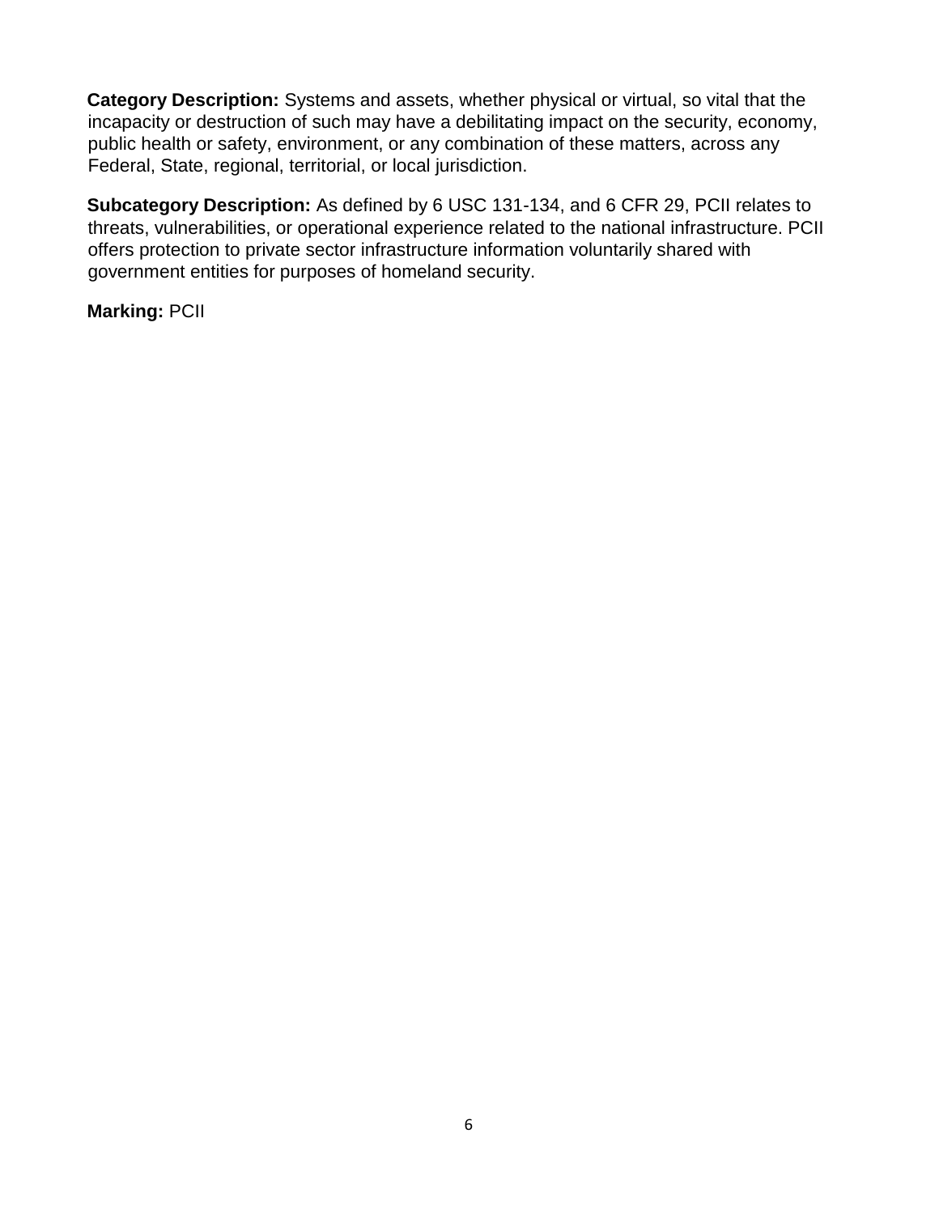**Category Description:** Systems and assets, whether physical or virtual, so vital that the incapacity or destruction of such may have a debilitating impact on the security, economy, public health or safety, environment, or any combination of these matters, across any Federal, State, regional, territorial, or local jurisdiction.

**Subcategory Description:** As defined by 6 USC 131-134, and 6 CFR 29, PCII relates to threats, vulnerabilities, or operational experience related to the national infrastructure. PCII offers protection to private sector infrastructure information voluntarily shared with government entities for purposes of homeland security.

**Marking:** PCII